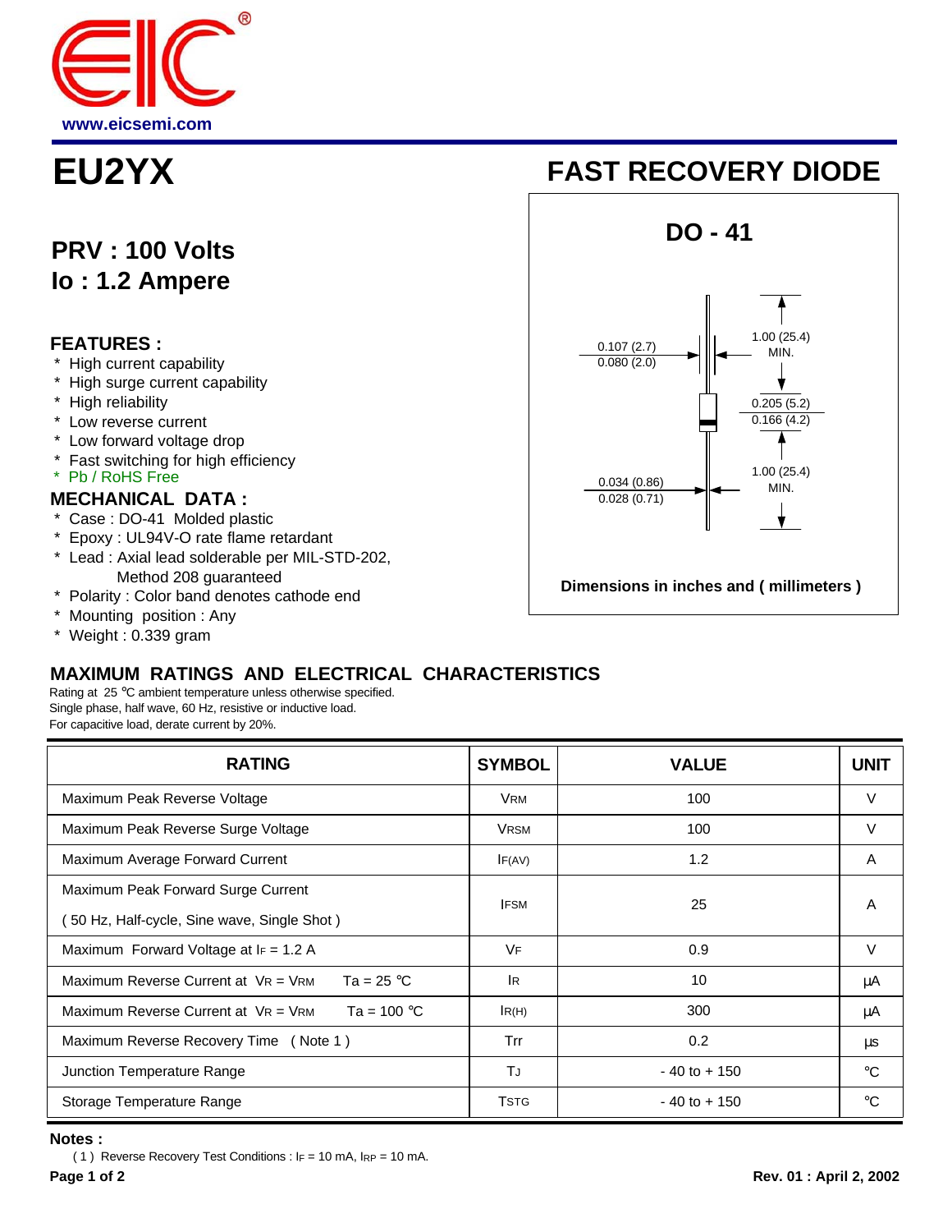www.eicsemi.com

# EU2YX

# FAST RECOVERY DIODE

## PRV : 100 Volts
## Io : 1.2 Ampere

### FEATURES :

* High current capability
* High surge current capability
* High reliability
* Low reverse current
* Low forward voltage drop
* Fast switching for high efficiency
* Pb / RoHS Free

### MECHANICAL DATA :

* Case : DO-41 Molded plastic
* Epoxy : UL94V-O rate flame retardant
* Lead : Axial lead solderable per MIL-STD-202, Method 208 guaranteed
* Polarity : Color band denotes cathode end
* Mounting position : Any
* Weight : 0.339 gram

**DO - 41**

0.107 (2.7)
0.080 (2.0)

1.00 (25.4) MIN.

0.205 (5.2)
0.166 (4.2)

1.00 (25.4) MIN.

0.034 (0.86)
0.028 (0.71)

**Dimensions in inches and ( millimeters )**

## MAXIMUM RATINGS AND ELECTRICAL CHARACTERISTICS

Rating at 25 °C ambient temperature unless otherwise specified.
Single phase, half wave, 60 Hz, resistive or inductive load.
For capacitive load, derate current by 20%.

| RATING | SYMBOL | VALUE | UNIT |
|---|---|---|---|
| Maximum Peak Reverse Voltage | $V_{RM}$ | 100 | V |
| Maximum Peak Reverse Surge Voltage | $V_{RSM}$ | 100 | V |
| Maximum Average Forward Current | $I_{F(AV)}$ | 1.2 | A |
| Maximum Peak Forward Surge Current ( 50 Hz, Half-cycle, Sine wave, Single Shot ) | $I_{FSM}$ | 25 | A |
| Maximum Forward Voltage at $I_F$ = 1.2 A | $V_F$ | 0.9 | V |
| Maximum Reverse Current at $V_R = V_{RM}$ Ta = 25 °C | $I_R$ | 10 | μA |
| Maximum Reverse Current at $V_R = V_{RM}$ Ta = 100 °C | $I_{R(H)}$ | 300 | μA |
| Maximum Reverse Recovery Time ( Note 1 ) | Trr | 0.2 | μs |
| Junction Temperature Range | $T_J$ | - 40 to + 150 | °C |
| Storage Temperature Range | $T_{STG}$ | - 40 to + 150 | °C |

**Notes :**

( 1 ) Reverse Recovery Test Conditions : $I_F$ = 10 mA, $I_{RP}$ = 10 mA.

**Rev. 01 : April 2, 2002**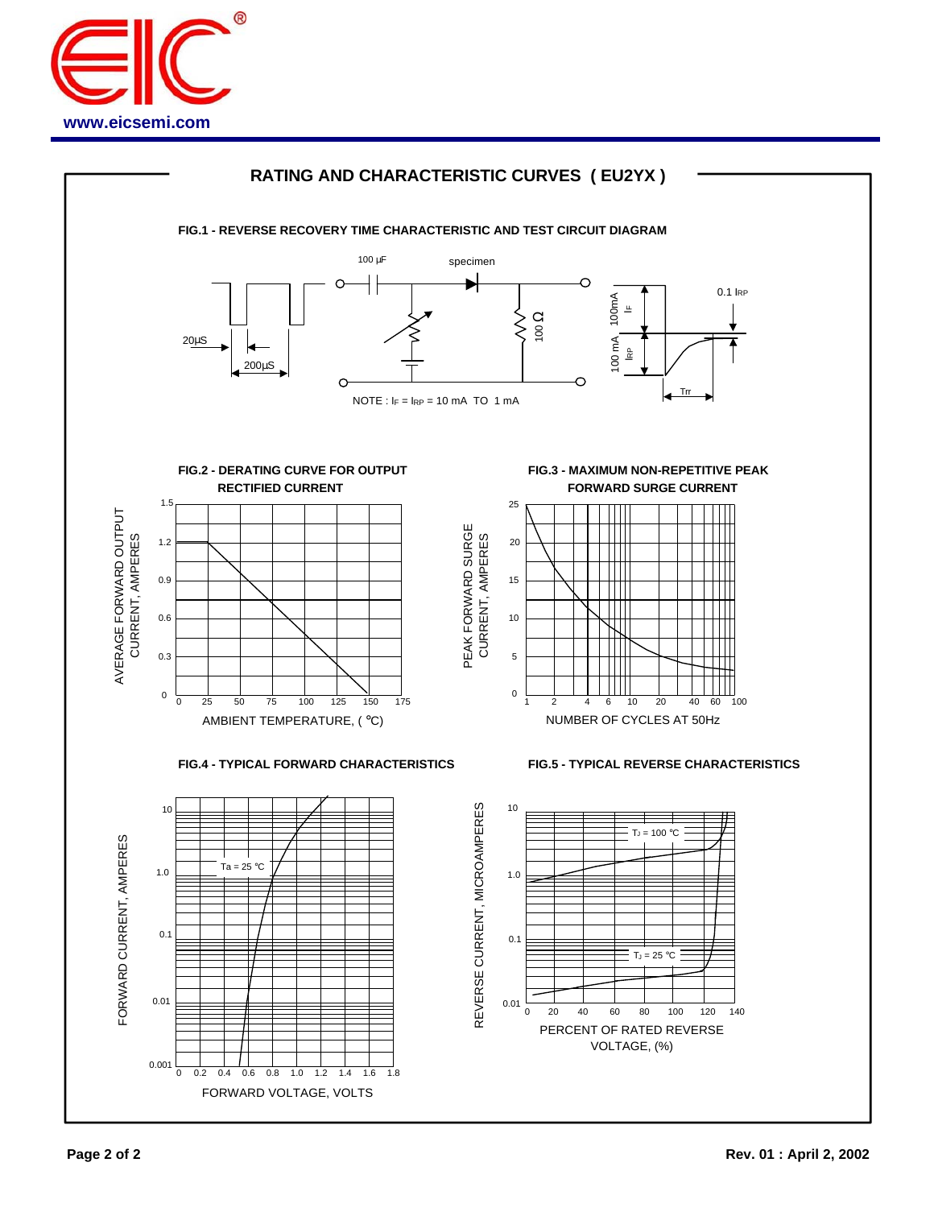# RATING AND CHARACTERISTIC CURVES ( EU2YX )

### FIG.1 - REVERSE RECOVERY TIME CHARACTERISTIC AND TEST CIRCUIT DIAGRAM

100 μF

specimen

100 Ω

20μS

200μS

100mA

$I_F$

100 mA

$I_{RP}$

0.1 $I_{RP}$

Trr

NOTE : $I_F = I_{RP}$ = 10 mA TO 1 mA

### FIG.2 - DERATING CURVE FOR OUTPUT RECTIFIED CURRENT

AVERAGE FORWARD OUTPUT CURRENT, AMPERES

1.5
1.2
0.9
0.6
0.3
0

0 25 50 75 100 125 150 175

AMBIENT TEMPERATURE, ( °C)

### FIG.3 - MAXIMUM NON-REPETITIVE PEAK FORWARD SURGE CURRENT

PEAK FORWARD SURGE CURRENT, AMPERES

25
20
15
10
5
0

1 2 4 6 10 20 40 60 100

NUMBER OF CYCLES AT 50Hz

### FIG.4 - TYPICAL FORWARD CHARACTERISTICS

FORWARD CURRENT, AMPERES

10
1.0
0.1
0.01
0.001

Ta = 25 °C

0 0.2 0.4 0.6 0.8 1.0 1.2 1.4 1.6 1.8

FORWARD VOLTAGE, VOLTS

### FIG.5 - TYPICAL REVERSE CHARACTERISTICS

REVERSE CURRENT, MICROAMPERES

10
1.0
0.1
0.01

$T_J$ = 100 °C

$T_J$ = 25 °C

0 20 40 60 80 100 120 140

PERCENT OF RATED REVERSE VOLTAGE, (%)

Rev. 01 : April 2, 2002